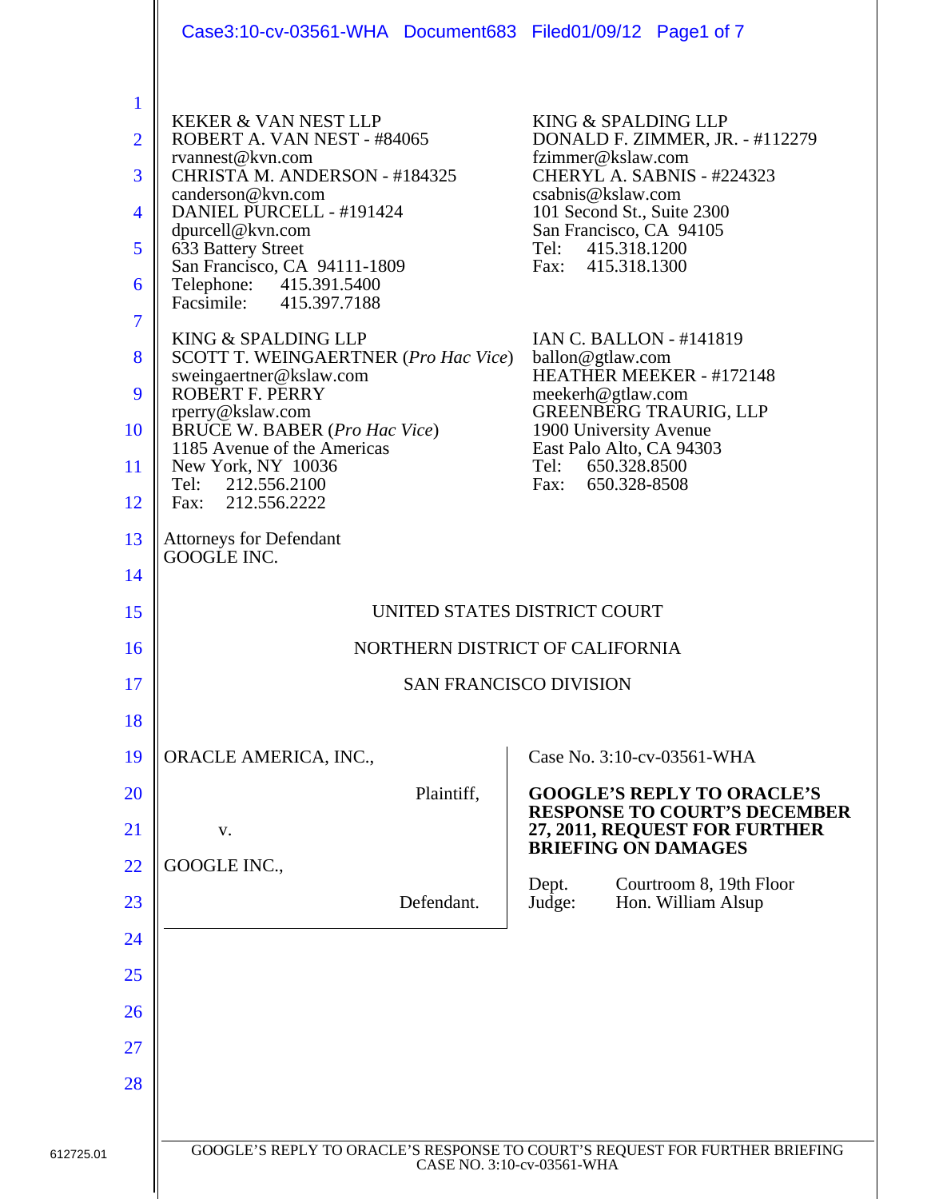KEKER & VAN NEST LLP
ROBERT A. VAN NEST - #84065
rvannest@kvn.com
CHRISTA M. ANDERSON - #184325
canderson@kvn.com
DANIEL PURCELL - #191424
dpurcell@kvn.com
633 Battery Street
San Francisco, CA 94111-1809
Telephone: 415.391.5400
Facsimile: 415.397.7188

KING & SPALDING LLP
DONALD F. ZIMMER, JR. - #112279
fzimmer@kslaw.com
CHERYL A. SABNIS - #224323
csabnis@kslaw.com
101 Second St., Suite 2300
San Francisco, CA 94105
Tel: 415.318.1200
Fax: 415.318.1300

KING & SPALDING LLP
SCOTT T. WEINGAERTNER (*Pro Hac Vice*)
sweingaertner@kslaw.com
ROBERT F. PERRY
rperry@kslaw.com
BRUCE W. BABER (*Pro Hac Vice*)
1185 Avenue of the Americas
New York, NY 10036
Tel: 212.556.2100
Fax: 212.556.2222

IAN C. BALLON - #141819
ballon@gtlaw.com
HEATHER MEEKER - #172148
meekerh@gtlaw.com
GREENBERG TRAURIG, LLP
1900 University Avenue
East Palo Alto, CA 94303
Tel: 650.328.8500
Fax: 650.328-8508

Attorneys for Defendant
GOOGLE INC.

UNITED STATES DISTRICT COURT

NORTHERN DISTRICT OF CALIFORNIA

SAN FRANCISCO DIVISION

ORACLE AMERICA, INC.,

Plaintiff,

v.

GOOGLE INC.,

Defendant.

Case No. 3:10-cv-03561-WHA

**GOOGLE'S REPLY TO ORACLE'S RESPONSE TO COURT'S DECEMBER 27, 2011, REQUEST FOR FURTHER BRIEFING ON DAMAGES**

Dept. Courtroom 8, 19th Floor
Judge: Hon. William Alsup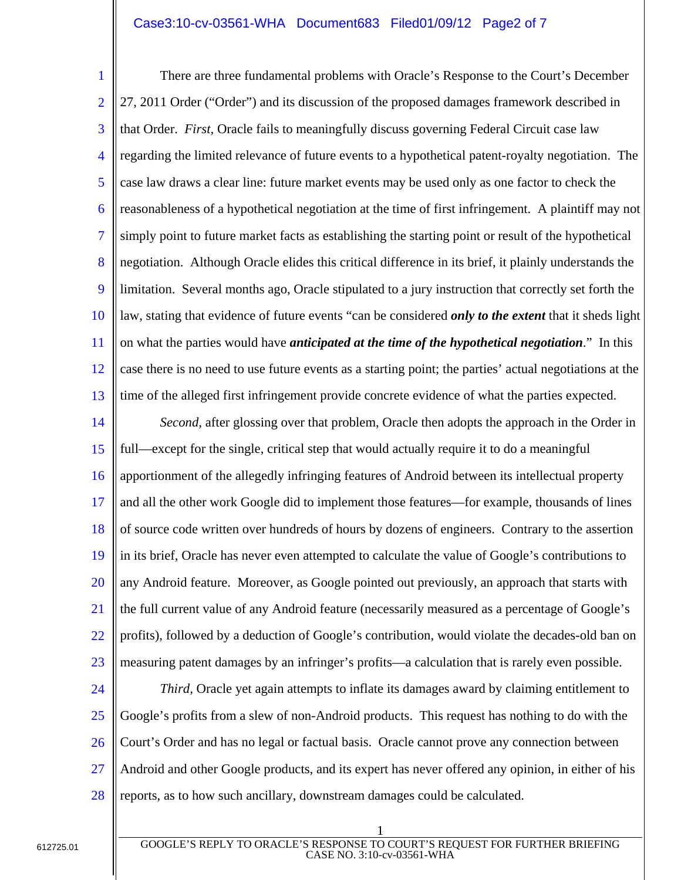There are three fundamental problems with Oracle's Response to the Court's December 27, 2011 Order ("Order") and its discussion of the proposed damages framework described in that Order. *First,* Oracle fails to meaningfully discuss governing Federal Circuit case law regarding the limited relevance of future events to a hypothetical patent-royalty negotiation. The case law draws a clear line: future market events may be used only as one factor to check the reasonableness of a hypothetical negotiation at the time of first infringement. A plaintiff may not simply point to future market facts as establishing the starting point or result of the hypothetical negotiation. Although Oracle elides this critical difference in its brief, it plainly understands the limitation. Several months ago, Oracle stipulated to a jury instruction that correctly set forth the law, stating that evidence of future events "can be considered ***only to the extent*** that it sheds light on what the parties would have ***anticipated at the time of the hypothetical negotiation***." In this case there is no need to use future events as a starting point; the parties' actual negotiations at the time of the alleged first infringement provide concrete evidence of what the parties expected.

*Second*, after glossing over that problem, Oracle then adopts the approach in the Order in full—except for the single, critical step that would actually require it to do a meaningful apportionment of the allegedly infringing features of Android between its intellectual property and all the other work Google did to implement those features—for example, thousands of lines of source code written over hundreds of hours by dozens of engineers. Contrary to the assertion in its brief, Oracle has never even attempted to calculate the value of Google's contributions to any Android feature. Moreover, as Google pointed out previously, an approach that starts with the full current value of any Android feature (necessarily measured as a percentage of Google's profits), followed by a deduction of Google's contribution, would violate the decades-old ban on measuring patent damages by an infringer's profits—a calculation that is rarely even possible.

*Third,* Oracle yet again attempts to inflate its damages award by claiming entitlement to Google's profits from a slew of non-Android products. This request has nothing to do with the Court's Order and has no legal or factual basis. Oracle cannot prove any connection between Android and other Google products, and its expert has never offered any opinion, in either of his reports, as to how such ancillary, downstream damages could be calculated.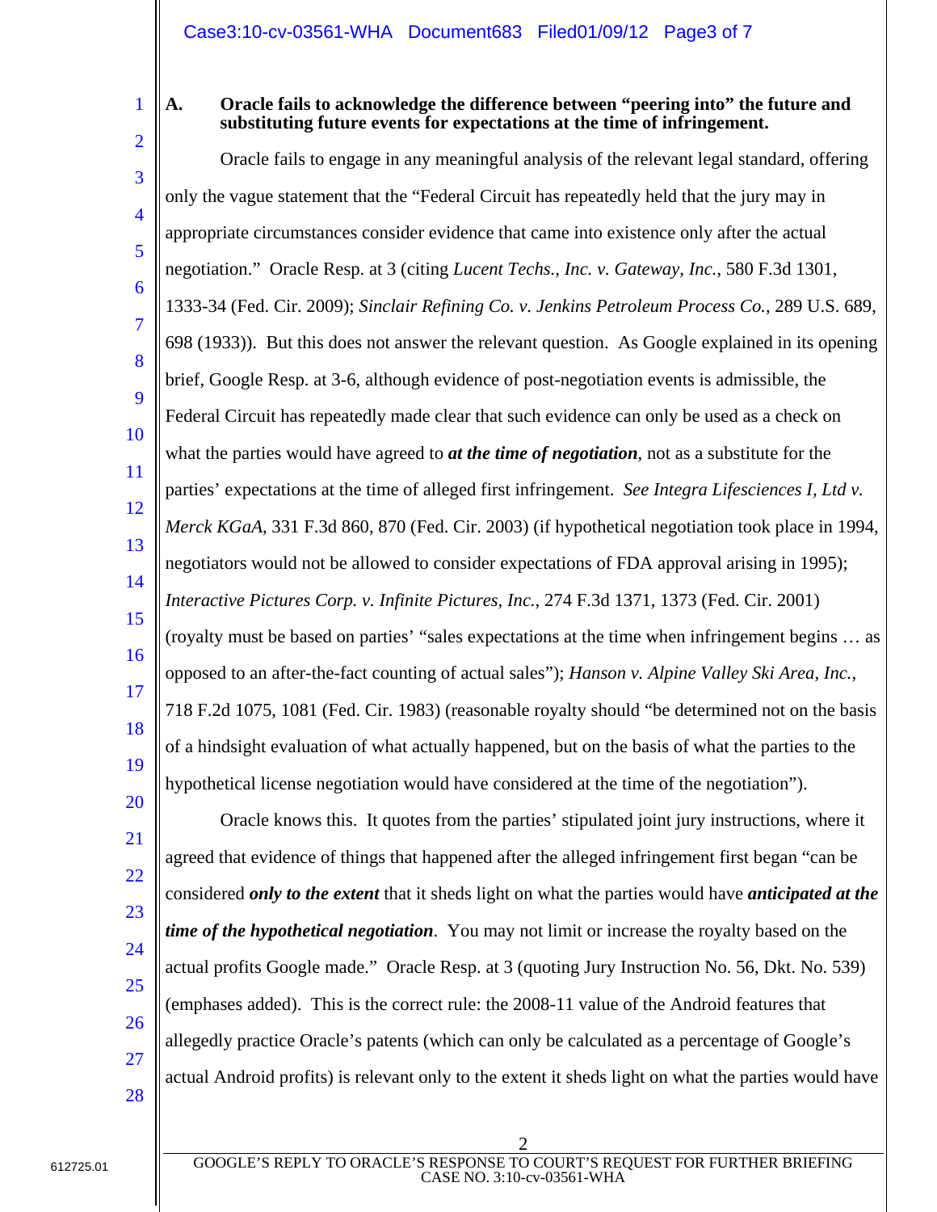### A. Oracle fails to acknowledge the difference between "peering into" the future and substituting future events for expectations at the time of infringement.

Oracle fails to engage in any meaningful analysis of the relevant legal standard, offering only the vague statement that the "Federal Circuit has repeatedly held that the jury may in appropriate circumstances consider evidence that came into existence only after the actual negotiation." Oracle Resp. at 3 (citing *Lucent Techs., Inc. v. Gateway, Inc.*, 580 F.3d 1301, 1333-34 (Fed. Cir. 2009); *Sinclair Refining Co. v. Jenkins Petroleum Process Co.*, 289 U.S. 689, 698 (1933)). But this does not answer the relevant question. As Google explained in its opening brief, Google Resp. at 3-6, although evidence of post-negotiation events is admissible, the Federal Circuit has repeatedly made clear that such evidence can only be used as a check on what the parties would have agreed to ***at the time of negotiation***, not as a substitute for the parties' expectations at the time of alleged first infringement. *See Integra Lifesciences I, Ltd v. Merck KGaA*, 331 F.3d 860, 870 (Fed. Cir. 2003) (if hypothetical negotiation took place in 1994, negotiators would not be allowed to consider expectations of FDA approval arising in 1995); *Interactive Pictures Corp. v. Infinite Pictures, Inc.*, 274 F.3d 1371, 1373 (Fed. Cir. 2001) (royalty must be based on parties' "sales expectations at the time when infringement begins … as opposed to an after-the-fact counting of actual sales"); *Hanson v. Alpine Valley Ski Area, Inc.*, 718 F.2d 1075, 1081 (Fed. Cir. 1983) (reasonable royalty should "be determined not on the basis of a hindsight evaluation of what actually happened, but on the basis of what the parties to the hypothetical license negotiation would have considered at the time of the negotiation").

Oracle knows this. It quotes from the parties' stipulated joint jury instructions, where it agreed that evidence of things that happened after the alleged infringement first began "can be considered ***only to the extent*** that it sheds light on what the parties would have ***anticipated at the time of the hypothetical negotiation***. You may not limit or increase the royalty based on the actual profits Google made." Oracle Resp. at 3 (quoting Jury Instruction No. 56, Dkt. No. 539) (emphases added). This is the correct rule: the 2008-11 value of the Android features that allegedly practice Oracle's patents (which can only be calculated as a percentage of Google's actual Android profits) is relevant only to the extent it sheds light on what the parties would have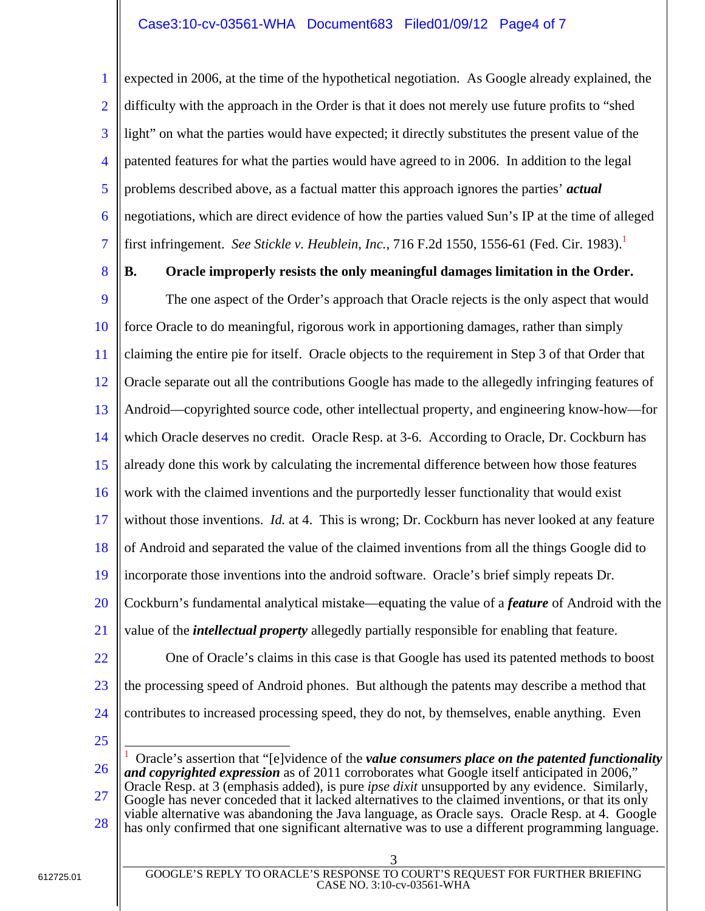expected in 2006, at the time of the hypothetical negotiation. As Google already explained, the difficulty with the approach in the Order is that it does not merely use future profits to "shed light" on what the parties would have expected; it directly substitutes the present value of the patented features for what the parties would have agreed to in 2006. In addition to the legal problems described above, as a factual matter this approach ignores the parties' ***actual*** negotiations, which are direct evidence of how the parties valued Sun's IP at the time of alleged first infringement. *See Stickle v. Heublein, Inc.*, 716 F.2d 1550, 1556-61 (Fed. Cir. 1983).[1]

**B. Oracle improperly resists the only meaningful damages limitation in the Order.**

The one aspect of the Order's approach that Oracle rejects is the only aspect that would force Oracle to do meaningful, rigorous work in apportioning damages, rather than simply claiming the entire pie for itself. Oracle objects to the requirement in Step 3 of that Order that Oracle separate out all the contributions Google has made to the allegedly infringing features of Android—copyrighted source code, other intellectual property, and engineering know-how—for which Oracle deserves no credit. Oracle Resp. at 3-6. According to Oracle, Dr. Cockburn has already done this work by calculating the incremental difference between how those features work with the claimed inventions and the purportedly lesser functionality that would exist without those inventions. *Id.* at 4. This is wrong; Dr. Cockburn has never looked at any feature of Android and separated the value of the claimed inventions from all the things Google did to incorporate those inventions into the android software. Oracle's brief simply repeats Dr. Cockburn's fundamental analytical mistake—equating the value of a ***feature*** of Android with the value of the ***intellectual property*** allegedly partially responsible for enabling that feature.

One of Oracle's claims in this case is that Google has used its patented methods to boost the processing speed of Android phones. But although the patents may describe a method that contributes to increased processing speed, they do not, by themselves, enable anything. Even

---

[1] Oracle's assertion that "[e]vidence of the ***value consumers place on the patented functionality and copyrighted expression*** as of 2011 corroborates what Google itself anticipated in 2006," Oracle Resp. at 3 (emphasis added), is pure *ipse dixit* unsupported by any evidence. Similarly, Google has never conceded that it lacked alternatives to the claimed inventions, or that its only viable alternative was abandoning the Java language, as Oracle says. Oracle Resp. at 4. Google has only confirmed that one significant alternative was to use a different programming language.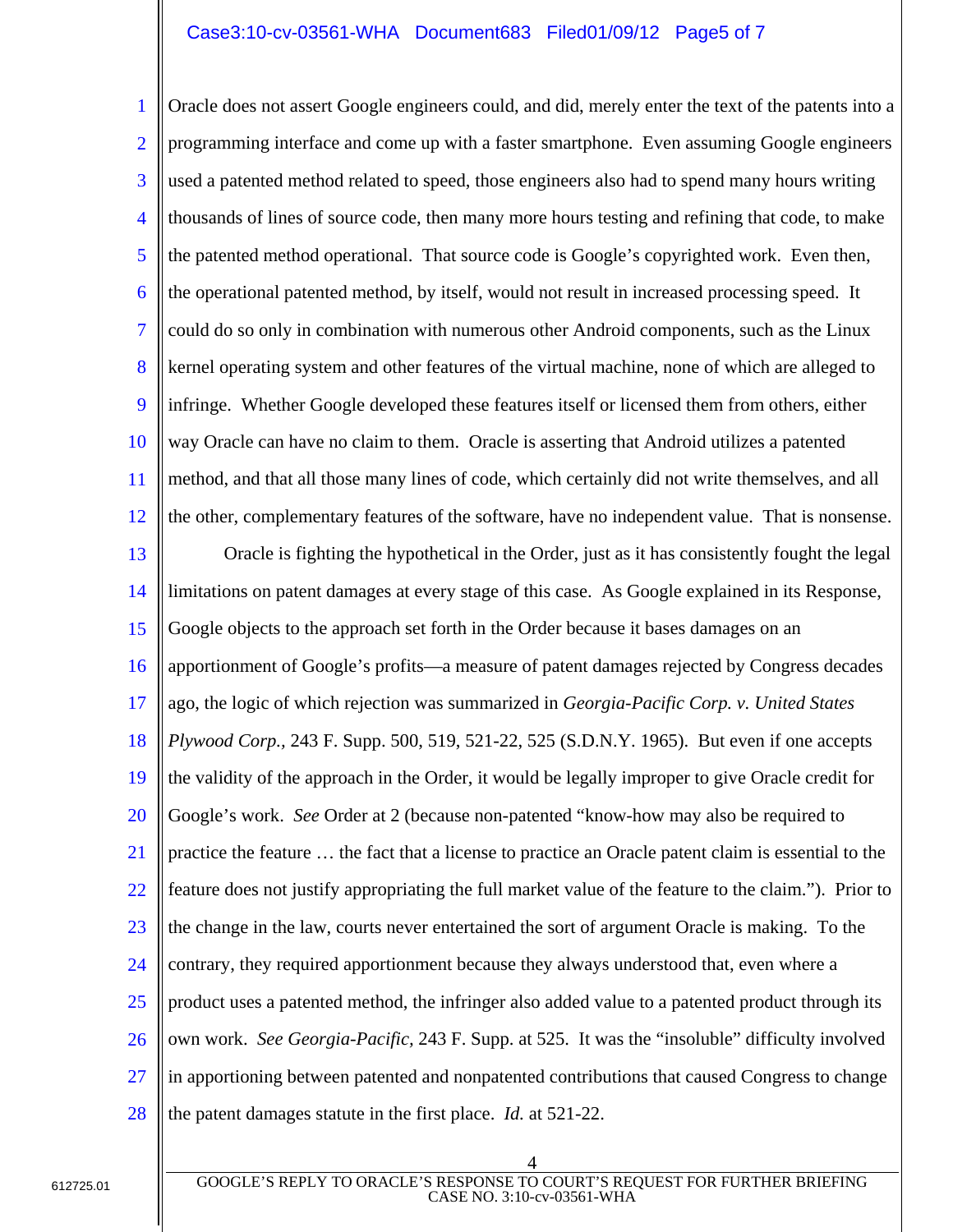Oracle does not assert Google engineers could, and did, merely enter the text of the patents into a programming interface and come up with a faster smartphone. Even assuming Google engineers used a patented method related to speed, those engineers also had to spend many hours writing thousands of lines of source code, then many more hours testing and refining that code, to make the patented method operational. That source code is Google's copyrighted work. Even then, the operational patented method, by itself, would not result in increased processing speed. It could do so only in combination with numerous other Android components, such as the Linux kernel operating system and other features of the virtual machine, none of which are alleged to infringe. Whether Google developed these features itself or licensed them from others, either way Oracle can have no claim to them. Oracle is asserting that Android utilizes a patented method, and that all those many lines of code, which certainly did not write themselves, and all the other, complementary features of the software, have no independent value. That is nonsense.

Oracle is fighting the hypothetical in the Order, just as it has consistently fought the legal limitations on patent damages at every stage of this case. As Google explained in its Response, Google objects to the approach set forth in the Order because it bases damages on an apportionment of Google's profits—a measure of patent damages rejected by Congress decades ago, the logic of which rejection was summarized in *Georgia-Pacific Corp. v. United States Plywood Corp.*, 243 F. Supp. 500, 519, 521-22, 525 (S.D.N.Y. 1965). But even if one accepts the validity of the approach in the Order, it would be legally improper to give Oracle credit for Google's work. *See* Order at 2 (because non-patented "know-how may also be required to practice the feature … the fact that a license to practice an Oracle patent claim is essential to the feature does not justify appropriating the full market value of the feature to the claim."). Prior to the change in the law, courts never entertained the sort of argument Oracle is making. To the contrary, they required apportionment because they always understood that, even where a product uses a patented method, the infringer also added value to a patented product through its own work. *See Georgia-Pacific*, 243 F. Supp. at 525. It was the "insoluble" difficulty involved in apportioning between patented and nonpatented contributions that caused Congress to change the patent damages statute in the first place. *Id.* at 521-22.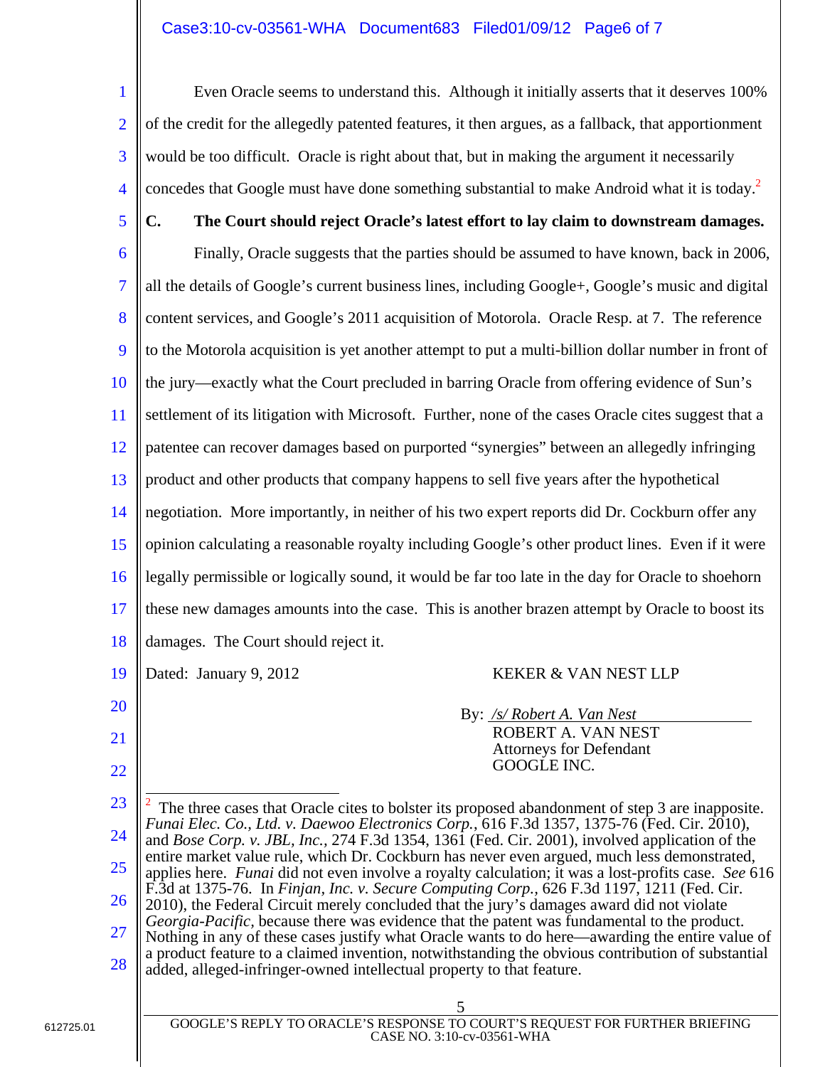Even Oracle seems to understand this. Although it initially asserts that it deserves 100% of the credit for the allegedly patented features, it then argues, as a fallback, that apportionment would be too difficult. Oracle is right about that, but in making the argument it necessarily concedes that Google must have done something substantial to make Android what it is today.[2]

**C. The Court should reject Oracle's latest effort to lay claim to downstream damages.**

Finally, Oracle suggests that the parties should be assumed to have known, back in 2006, all the details of Google's current business lines, including Google+, Google's music and digital content services, and Google's 2011 acquisition of Motorola. Oracle Resp. at 7. The reference to the Motorola acquisition is yet another attempt to put a multi-billion dollar number in front of the jury—exactly what the Court precluded in barring Oracle from offering evidence of Sun's settlement of its litigation with Microsoft. Further, none of the cases Oracle cites suggest that a patentee can recover damages based on purported "synergies" between an allegedly infringing product and other products that company happens to sell five years after the hypothetical negotiation. More importantly, in neither of his two expert reports did Dr. Cockburn offer any opinion calculating a reasonable royalty including Google's other product lines. Even if it were legally permissible or logically sound, it would be far too late in the day for Oracle to shoehorn these new damages amounts into the case. This is another brazen attempt by Oracle to boost its damages. The Court should reject it.

Dated: January 9, 2012

KEKER & VAN NEST LLP

By: */s/ Robert A. Van Nest*
ROBERT A. VAN NEST
Attorneys for Defendant
GOOGLE INC.

---

[2] The three cases that Oracle cites to bolster its proposed abandonment of step 3 are inapposite. *Funai Elec. Co., Ltd. v. Daewoo Electronics Corp.*, 616 F.3d 1357, 1375-76 (Fed. Cir. 2010), and *Bose Corp. v. JBL, Inc.*, 274 F.3d 1354, 1361 (Fed. Cir. 2001), involved application of the entire market value rule, which Dr. Cockburn has never even argued, much less demonstrated, applies here. *Funai* did not even involve a royalty calculation; it was a lost-profits case. *See* 616 F.3d at 1375-76. In *Finjan, Inc. v. Secure Computing Corp.*, 626 F.3d 1197, 1211 (Fed. Cir. 2010), the Federal Circuit merely concluded that the jury's damages award did not violate *Georgia-Pacific*, because there was evidence that the patent was fundamental to the product. Nothing in any of these cases justify what Oracle wants to do here—awarding the entire value of a product feature to a claimed invention, notwithstanding the obvious contribution of substantial added, alleged-infringer-owned intellectual property to that feature.